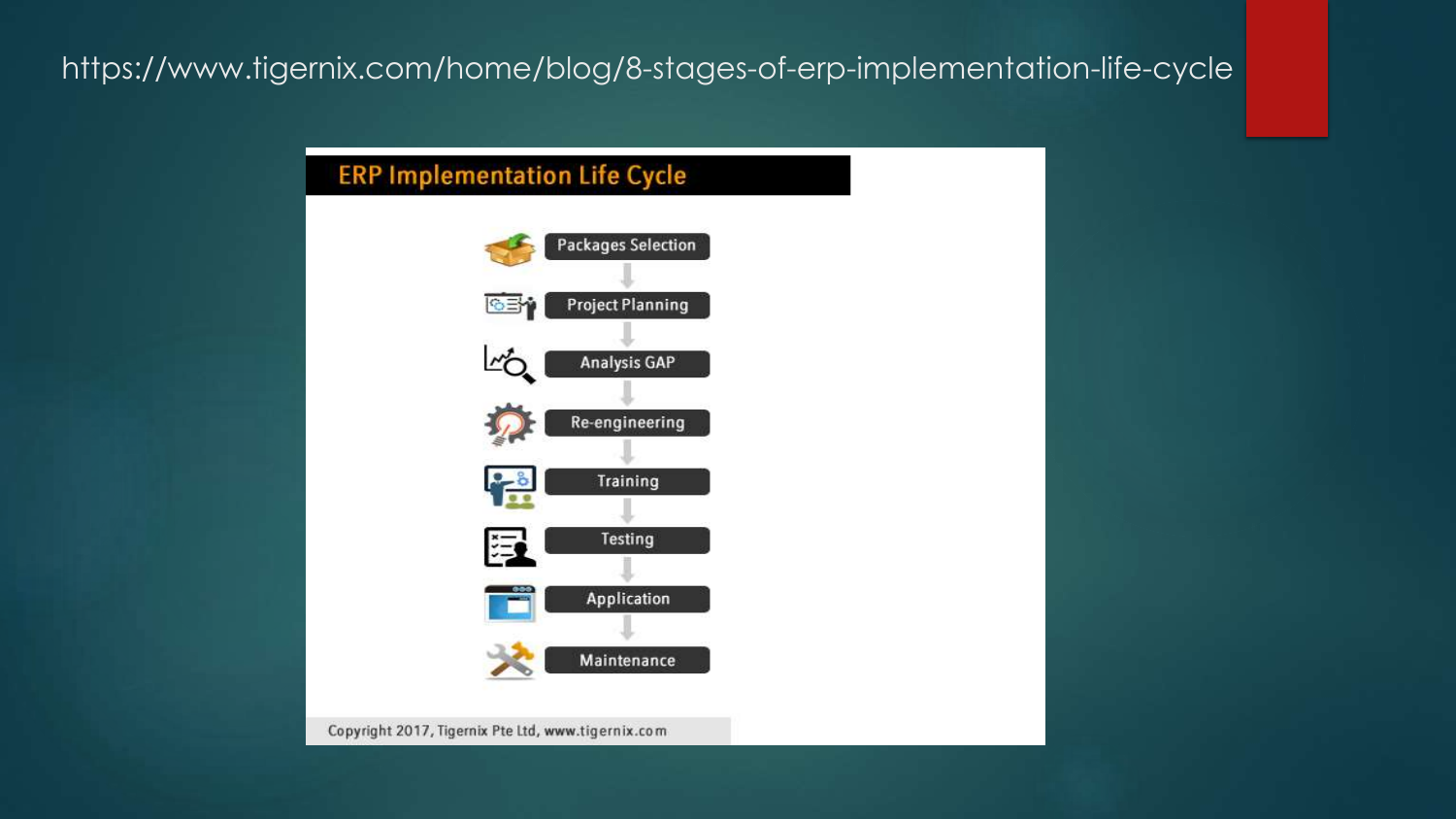https://www.tigernix.com/home/blog/8-stages-of-erp-implementation-life-cycle

## ERP Implementation Life Cycle

- Packages Selection
- Project Planning
- Analysis GAP
- Re-engineering
- Training
- Testing
- Application
- Maintenance

Copyright 2017, Tigernix Pte Ltd, www.tigernix.com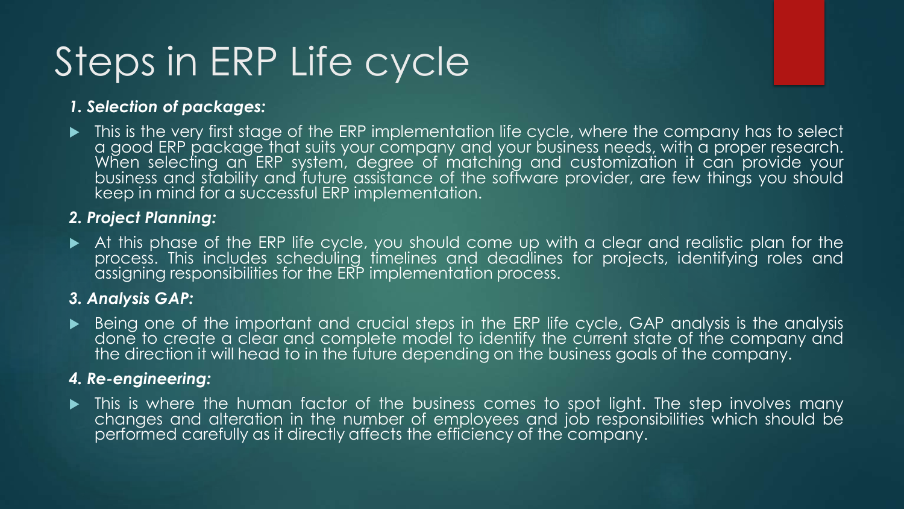# Steps in ERP Life cycle

***1. Selection of packages:***

- This is the very first stage of the ERP implementation life cycle, where the company has to select a good ERP package that suits your company and your business needs, with a proper research. When selecting an ERP system, degree of matching and customization it can provide your business and stability and future assistance of the software provider, are few things you should keep in mind for a successful ERP implementation.

***2. Project Planning:***

- At this phase of the ERP life cycle, you should come up with a clear and realistic plan for the process. This includes scheduling timelines and deadlines for projects, identifying roles and assigning responsibilities for the ERP implementation process.

***3. Analysis GAP:***

- Being one of the important and crucial steps in the ERP life cycle, GAP analysis is the analysis done to create a clear and complete model to identify the current state of the company and the direction it will head to in the future depending on the business goals of the company.

***4. Re-engineering:***

- This is where the human factor of the business comes to spot light. The step involves many changes and alteration in the number of employees and job responsibilities which should be performed carefully as it directly affects the efficiency of the company.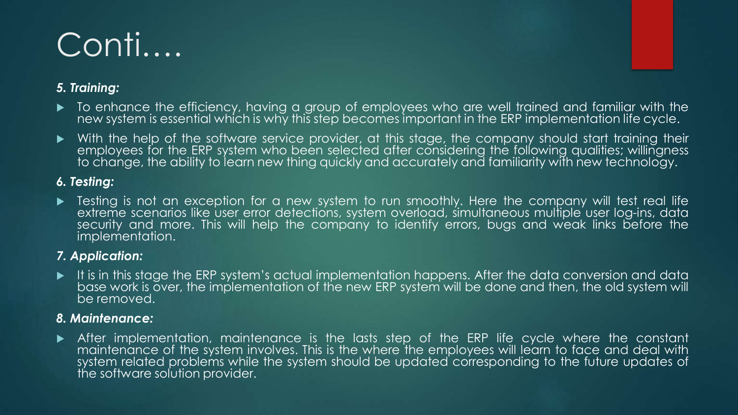# Conti….

***5. Training:***

- To enhance the efficiency, having a group of employees who are well trained and familiar with the new system is essential which is why this step becomes important in the ERP implementation life cycle.
- With the help of the software service provider, at this stage, the company should start training their employees for the ERP system who been selected after considering the following qualities; willingness to change, the ability to learn new thing quickly and accurately and familiarity with new technology.

***6. Testing:***

- Testing is not an exception for a new system to run smoothly. Here the company will test real life extreme scenarios like user error detections, system overload, simultaneous multiple user log-ins, data security and more. This will help the company to identify errors, bugs and weak links before the implementation.

***7. Application:***

- It is in this stage the ERP system's actual implementation happens. After the data conversion and data base work is over, the implementation of the new ERP system will be done and then, the old system will be removed.

***8. Maintenance:***

- After implementation, maintenance is the lasts step of the ERP life cycle where the constant maintenance of the system involves. This is the where the employees will learn to face and deal with system related problems while the system should be updated corresponding to the future updates of the software solution provider.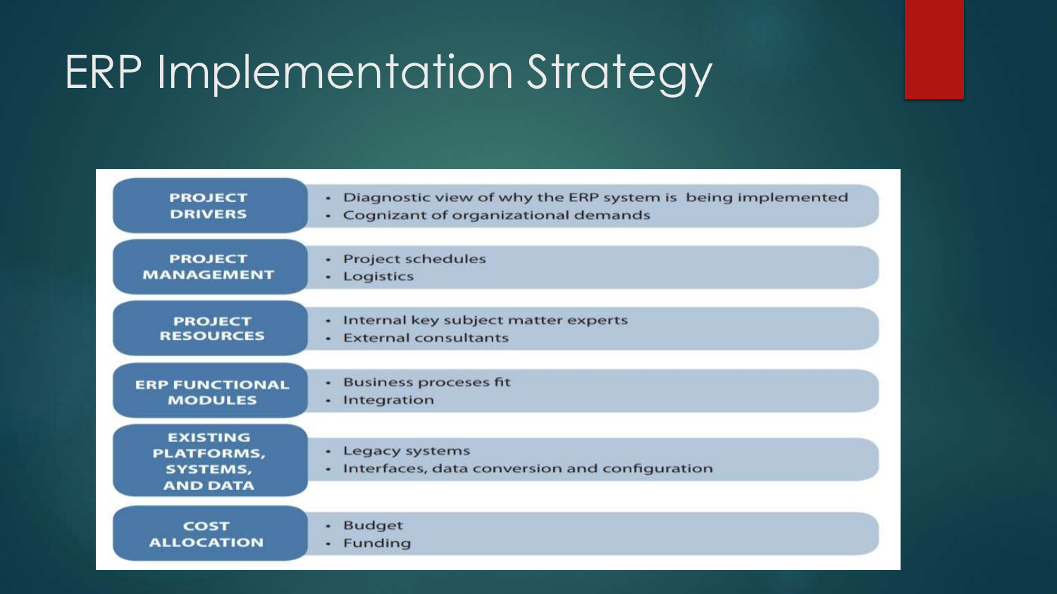# ERP Implementation Strategy

| | |
|---|---|
| **PROJECT DRIVERS** | • Diagnostic view of why the ERP system is being implemented<br>• Cognizant of organizational demands |
| **PROJECT MANAGEMENT** | • Project schedules<br>• Logistics |
| **PROJECT RESOURCES** | • Internal key subject matter experts<br>• External consultants |
| **ERP FUNCTIONAL MODULES** | • Business proceses fit<br>• Integration |
| **EXISTING PLATFORMS, SYSTEMS, AND DATA** | • Legacy systems<br>• Interfaces, data conversion and configuration |
| **COST ALLOCATION** | • Budget<br>• Funding |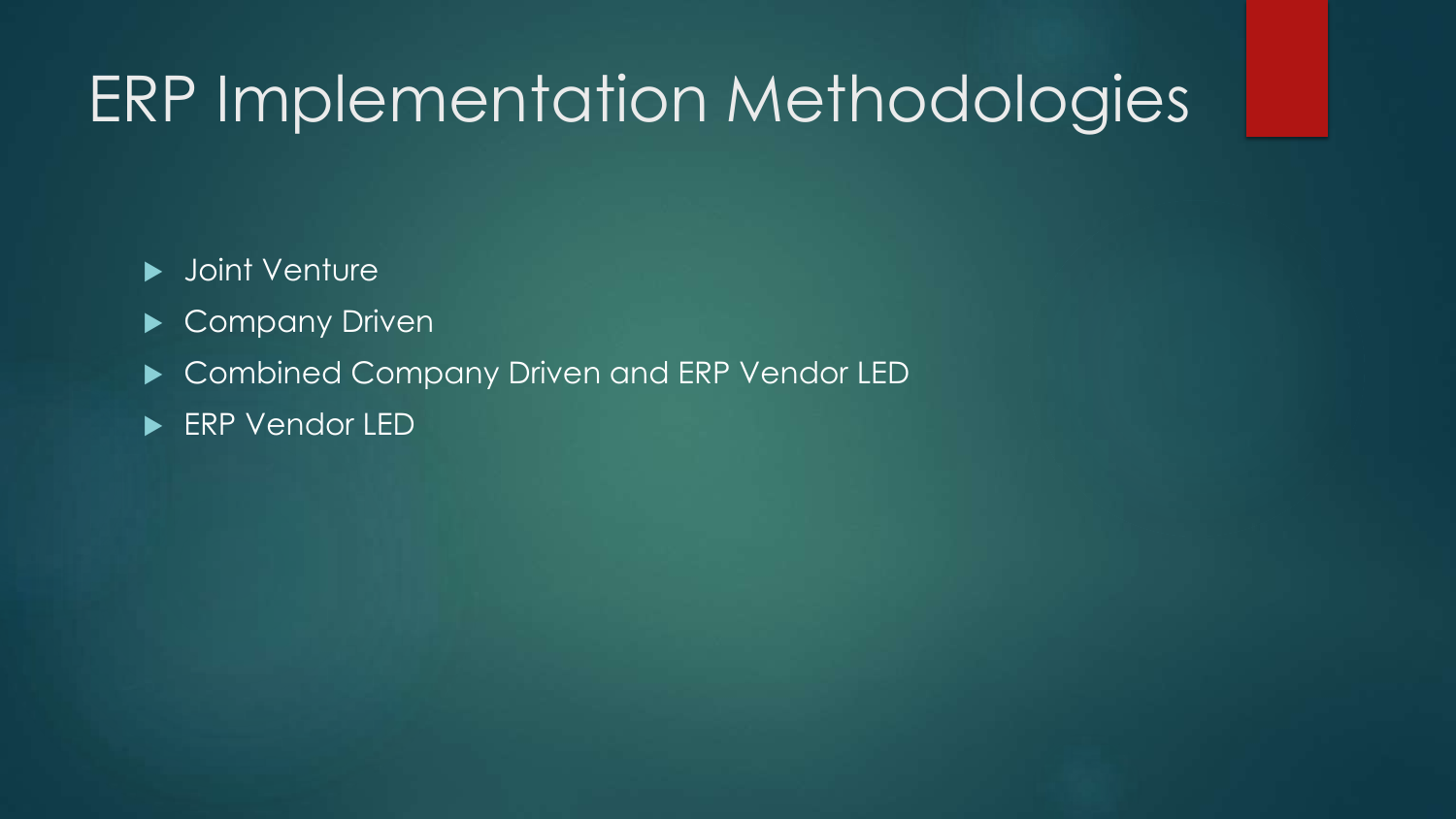# ERP Implementation Methodologies

- Joint Venture
- Company Driven
- Combined Company Driven and ERP Vendor LED
- ERP Vendor LED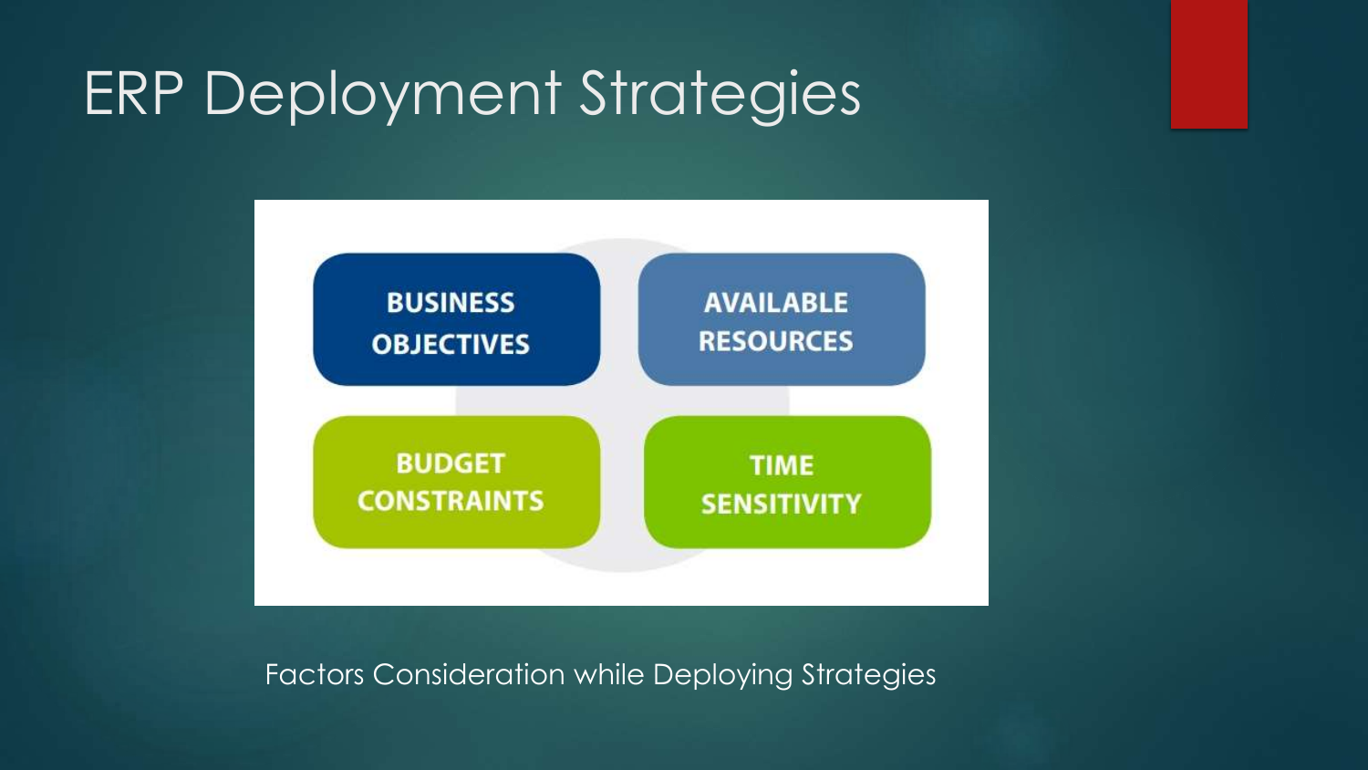# ERP Deployment Strategies

BUSINESS OBJECTIVES

AVAILABLE RESOURCES

BUDGET CONSTRAINTS

TIME SENSITIVITY

Factors Consideration while Deploying Strategies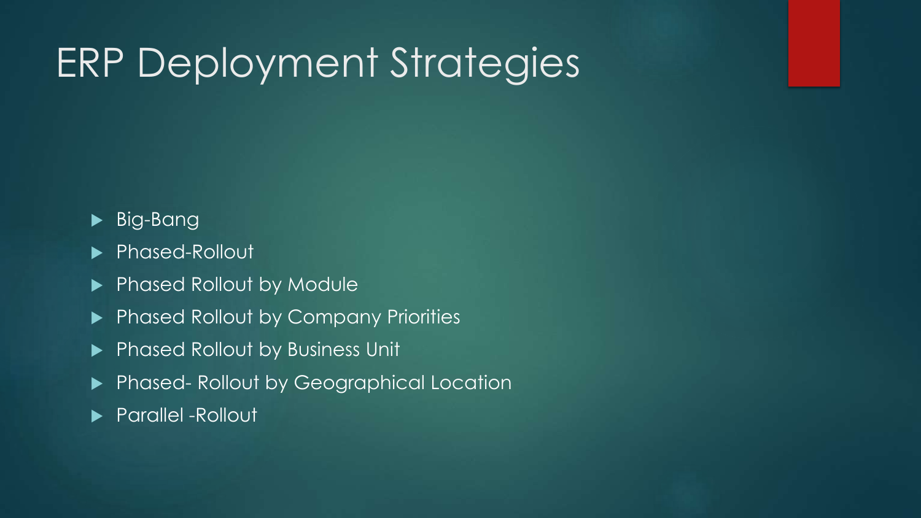# ERP Deployment Strategies

- Big-Bang
- Phased-Rollout
- Phased Rollout by Module
- Phased Rollout by Company Priorities
- Phased Rollout by Business Unit
- Phased- Rollout by Geographical Location
- Parallel -Rollout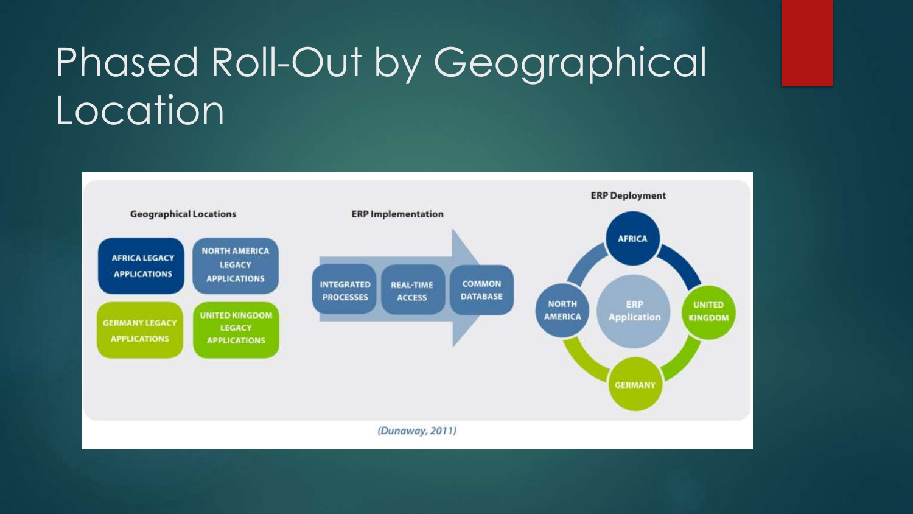# Phased Roll-Out by Geographical Location

Geographical Locations

AFRICA LEGACY APPLICATIONS

NORTH AMERICA LEGACY APPLICATIONS

GERMANY LEGACY APPLICATIONS

UNITED KINGDOM LEGACY APPLICATIONS

ERP Implementation

INTEGRATED PROCESSES

REAL-TIME ACCESS

COMMON DATABASE

ERP Deployment

AFRICA

NORTH AMERICA

ERP Application

UNITED KINGDOM

GERMANY

*(Dunaway, 2011)*